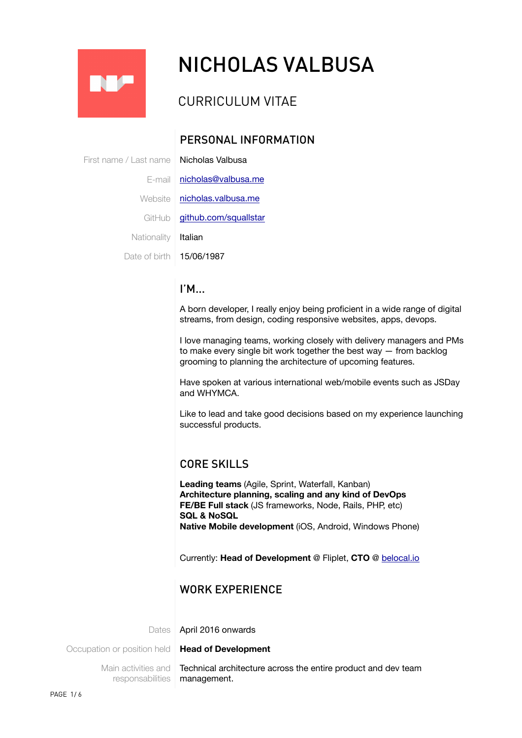# NICHOLAS VALBUSA

## CURRICULUM VITAE

## PERSONAL INFORMATION

| | |
|---|---|
| First name / Last name | Nicholas Valbusa |
| E-mail | nicholas@valbusa.me |
| Website | nicholas.valbusa.me |
| GitHub | github.com/squallstar |
| Nationality | Italian |
| Date of birth | 15/06/1987 |

## I'M...

A born developer, I really enjoy being proficient in a wide range of digital streams, from design, coding responsive websites, apps, devops.

I love managing teams, working closely with delivery managers and PMs to make every single bit work together the best way — from backlog grooming to planning the architecture of upcoming features.

Have spoken at various international web/mobile events such as JSDay and WHYMCA.

Like to lead and take good decisions based on my experience launching successful products.

## CORE SKILLS

**Leading teams** (Agile, Sprint, Waterfall, Kanban)
**Architecture planning, scaling and any kind of DevOps**
**FE/BE Full stack** (JS frameworks, Node, Rails, PHP, etc)
**SQL & NoSQL**
**Native Mobile development** (iOS, Android, Windows Phone)

Currently: **Head of Development** @ Fliplet, **CTO** @ belocal.io

## WORK EXPERIENCE

| | |
|---|---|
| Dates | April 2016 onwards |
| Occupation or position held | **Head of Development** |
| Main activities and responsabilities | Technical architecture across the entire product and dev team management. |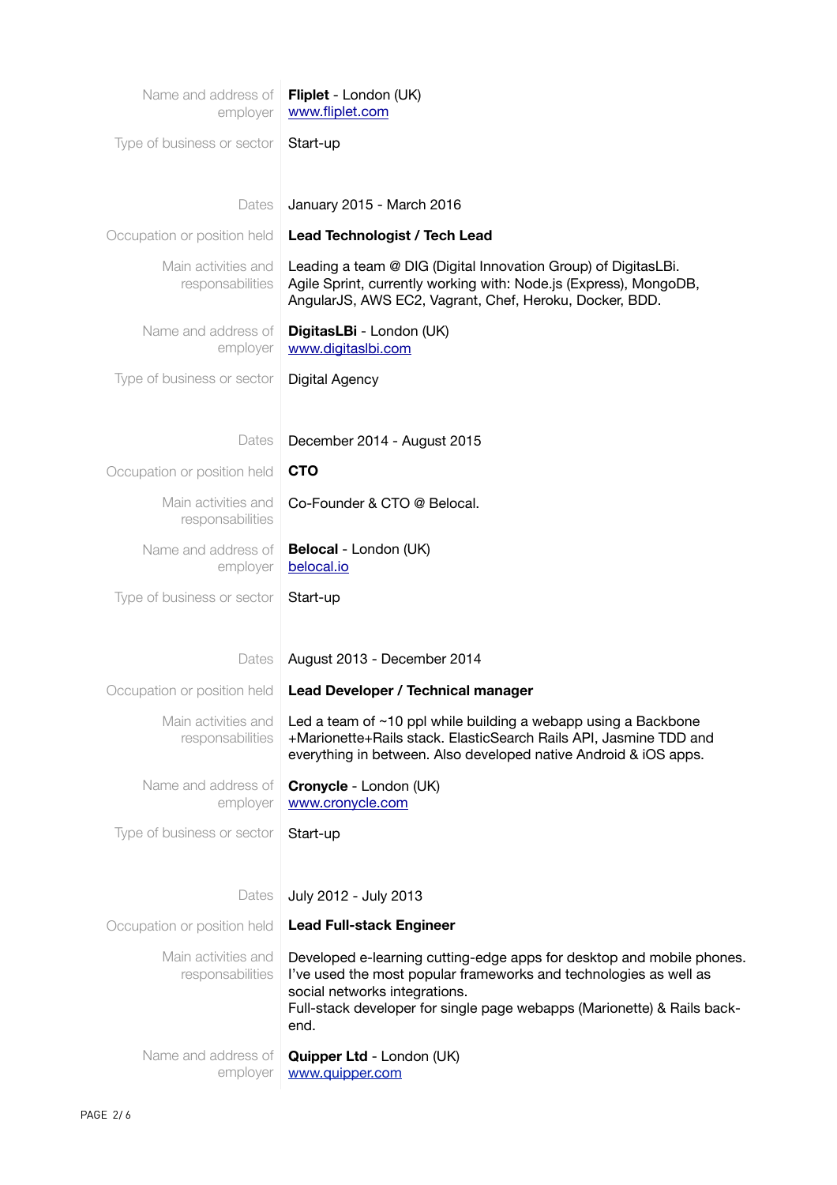| | |
|---|---|
| Name and address of employer | **Fliplet** - London (UK)<br>www.fliplet.com |
| Type of business or sector | Start-up |
| | |
| Dates | January 2015 - March 2016 |
| Occupation or position held | **Lead Technologist / Tech Lead** |
| Main activities and responsabilities | Leading a team @ DIG (Digital Innovation Group) of DigitasLBi. Agile Sprint, currently working with: Node.js (Express), MongoDB, AngularJS, AWS EC2, Vagrant, Chef, Heroku, Docker, BDD. |
| Name and address of employer | **DigitasLBi** - London (UK)<br>www.digitaslbi.com |
| Type of business or sector | Digital Agency |
| | |
| Dates | December 2014 - August 2015 |
| Occupation or position held | **CTO** |
| Main activities and responsabilities | Co-Founder & CTO @ Belocal. |
| Name and address of employer | **Belocal** - London (UK)<br>belocal.io |
| Type of business or sector | Start-up |
| | |
| Dates | August 2013 - December 2014 |
| Occupation or position held | **Lead Developer / Technical manager** |
| Main activities and responsabilities | Led a team of ~10 ppl while building a webapp using a Backbone +Marionette+Rails stack. ElasticSearch Rails API, Jasmine TDD and everything in between. Also developed native Android & iOS apps. |
| Name and address of employer | **Cronycle** - London (UK)<br>www.cronycle.com |
| Type of business or sector | Start-up |
| | |
| Dates | July 2012 - July 2013 |
| Occupation or position held | **Lead Full-stack Engineer** |
| Main activities and responsabilities | Developed e-learning cutting-edge apps for desktop and mobile phones. I've used the most popular frameworks and technologies as well as social networks integrations.<br>Full-stack developer for single page webapps (Marionette) & Rails back-end. |
| Name and address of employer | **Quipper Ltd** - London (UK)<br>www.quipper.com |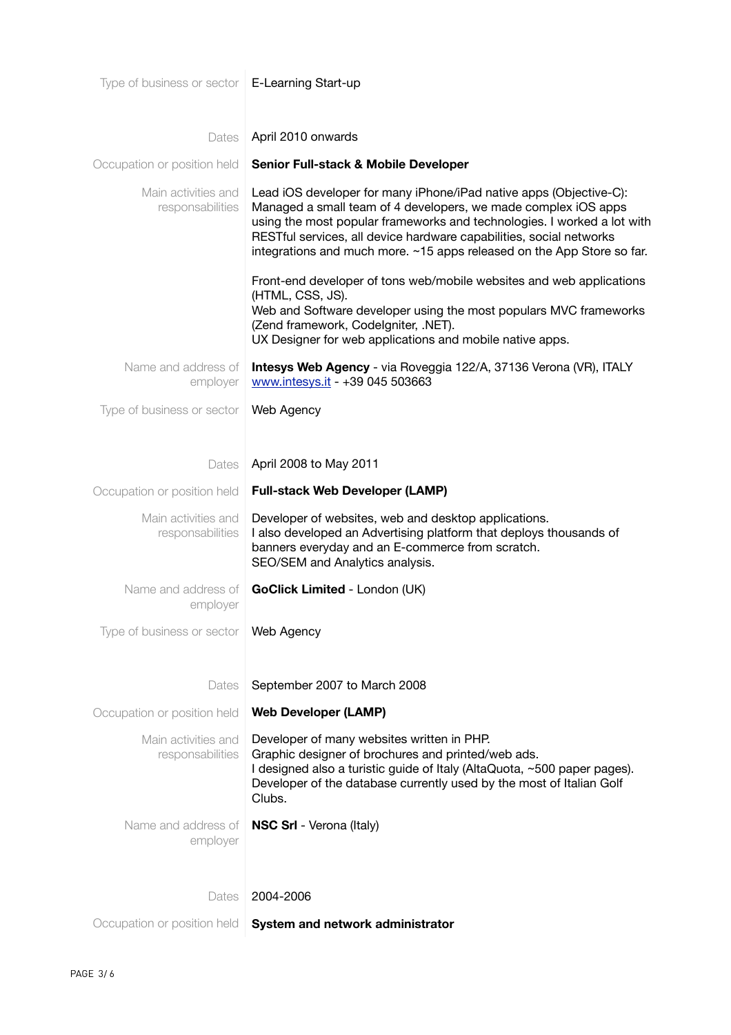| | |
|---|---|
| Type of business or sector | E-Learning Start-up |
| | |
| Dates | April 2010 onwards |
| Occupation or position held | **Senior Full-stack & Mobile Developer** |
| Main activities and responsabilities | Lead iOS developer for many iPhone/iPad native apps (Objective-C): Managed a small team of 4 developers, we made complex iOS apps using the most popular frameworks and technologies. I worked a lot with RESTful services, all device hardware capabilities, social networks integrations and much more. ~15 apps released on the App Store so far.<br><br>Front-end developer of tons web/mobile websites and web applications (HTML, CSS, JS).<br>Web and Software developer using the most populars MVC frameworks (Zend framework, CodeIgniter, .NET).<br>UX Designer for web applications and mobile native apps. |
| Name and address of employer | **Intesys Web Agency** - via Roveggia 122/A, 37136 Verona (VR), ITALY [www.intesys.it](http://www.intesys.it) - +39 045 503663 |
| Type of business or sector | Web Agency |
| | |
| Dates | April 2008 to May 2011 |
| Occupation or position held | **Full-stack Web Developer (LAMP)** |
| Main activities and responsabilities | Developer of websites, web and desktop applications.<br>I also developed an Advertising platform that deploys thousands of banners everyday and an E-commerce from scratch.<br>SEO/SEM and Analytics analysis. |
| Name and address of employer | **GoClick Limited** - London (UK) |
| Type of business or sector | Web Agency |
| | |
| Dates | September 2007 to March 2008 |
| Occupation or position held | **Web Developer (LAMP)** |
| Main activities and responsabilities | Developer of many websites written in PHP.<br>Graphic designer of brochures and printed/web ads.<br>I designed also a turistic guide of Italy (AltaQuota, ~500 paper pages).<br>Developer of the database currently used by the most of Italian Golf Clubs. |
| Name and address of employer | **NSC Srl** - Verona (Italy) |
| | |
| Dates | 2004-2006 |
| Occupation or position held | **System and network administrator** |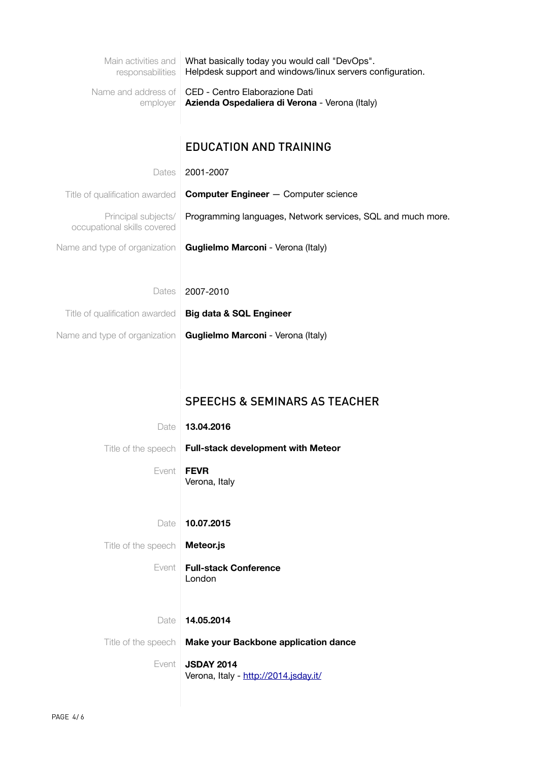| | |
|---|---|
| Main activities and responsabilities | What basically today you would call "DevOps".<br>Helpdesk support and windows/linux servers configuration. |
| Name and address of employer | CED - Centro Elaborazione Dati<br>**Azienda Ospedaliera di Verona** - Verona (Italy) |

## EDUCATION AND TRAINING

| | |
|---|---|
| Dates | 2001-2007 |
| Title of qualification awarded | **Computer Engineer** — Computer science |
| Principal subjects/ occupational skills covered | Programming languages, Network services, SQL and much more. |
| Name and type of organization | **Guglielmo Marconi** - Verona (Italy) |

| | |
|---|---|
| Dates | 2007-2010 |
| Title of qualification awarded | **Big data & SQL Engineer** |
| Name and type of organization | **Guglielmo Marconi** - Verona (Italy) |

## SPEECHS & SEMINARS AS TEACHER

| | |
|---|---|
| Date | **13.04.2016** |
| Title of the speech | **Full-stack development with Meteor** |
| Event | **FEVR**<br>Verona, Italy |

| | |
|---|---|
| Date | **10.07.2015** |
| Title of the speech | **Meteor.js** |
| Event | **Full-stack Conference**<br>London |

| | |
|---|---|
| Date | **14.05.2014** |
| Title of the speech | **Make your Backbone application dance** |
| Event | **JSDAY 2014**<br>Verona, Italy - [http://2014.jsday.it/](http://2014.jsday.it/) |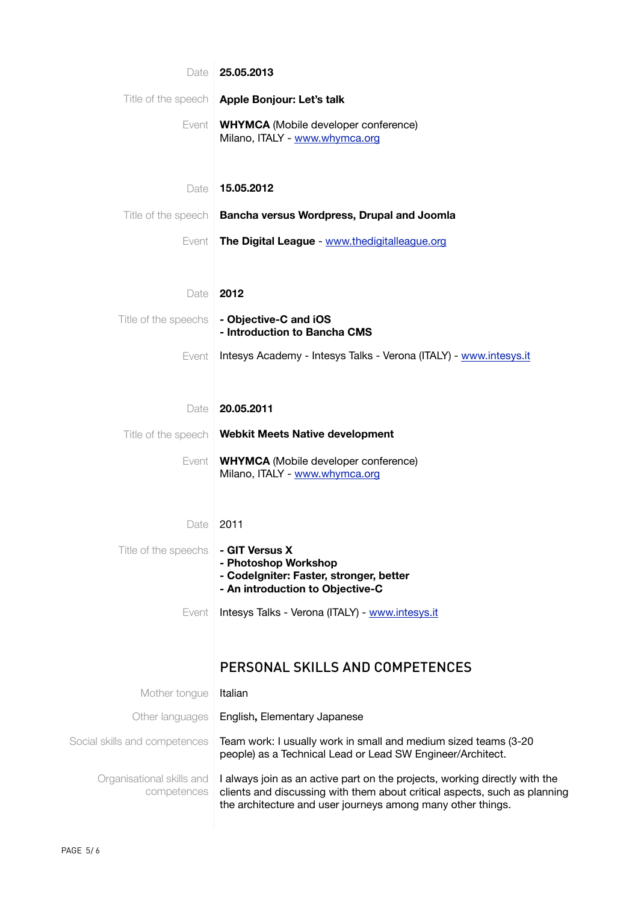Date **25.05.2013**

Title of the speech **Apple Bonjour: Let's talk**

Event **WHYMCA** (Mobile developer conference)
Milano, ITALY - www.whymca.org

Date **15.05.2012**

Title of the speech **Bancha versus Wordpress, Drupal and Joomla**

Event **The Digital League** - www.thedigitalleague.org

Date **2012**

Title of the speechs
**- Objective-C and iOS**
**- Introduction to Bancha CMS**

Event Intesys Academy - Intesys Talks - Verona (ITALY) - www.intesys.it

Date **20.05.2011**

Title of the speech **Webkit Meets Native development**

Event **WHYMCA** (Mobile developer conference)
Milano, ITALY - www.whymca.org

Date 2011

Title of the speechs
**- GIT Versus X**
**- Photoshop Workshop**
**- CodeIgniter: Faster, stronger, better**
**- An introduction to Objective-C**

Event Intesys Talks - Verona (ITALY) - www.intesys.it

## PERSONAL SKILLS AND COMPETENCES

Mother tongue Italian

Other languages English**,** Elementary Japanese

Social skills and competences Team work: I usually work in small and medium sized teams (3-20 people) as a Technical Lead or Lead SW Engineer/Architect.

Organisational skills and competences I always join as an active part on the projects, working directly with the clients and discussing with them about critical aspects, such as planning the architecture and user journeys among many other things.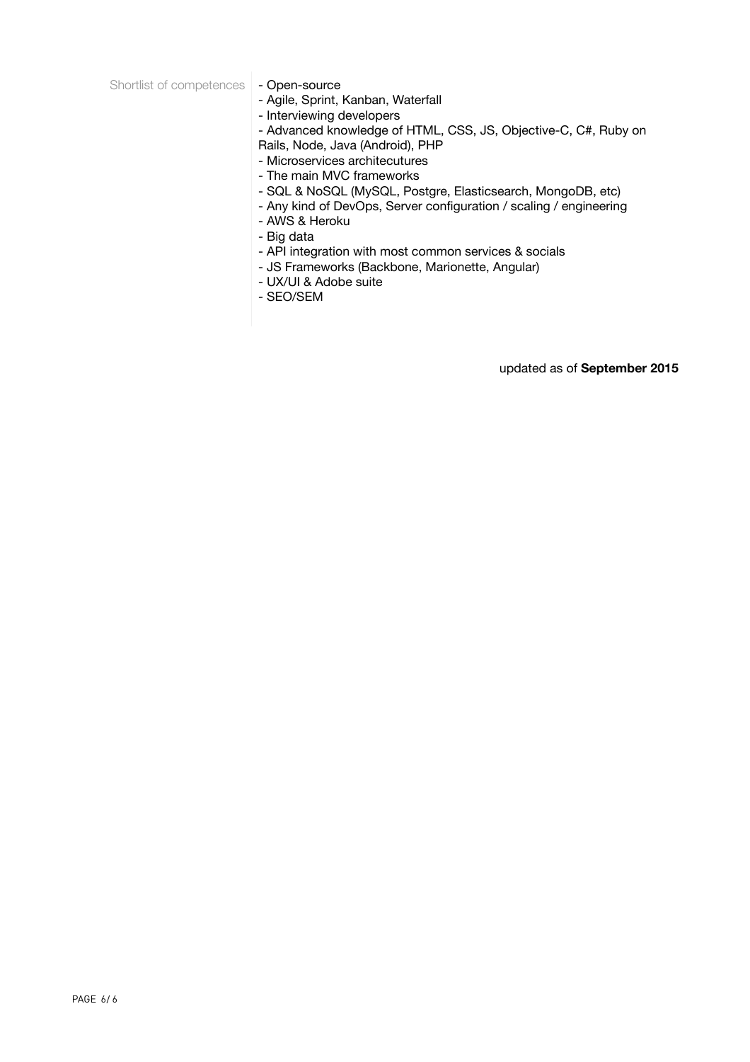Shortlist of competences

- Open-source
- Agile, Sprint, Kanban, Waterfall
- Interviewing developers
- Advanced knowledge of HTML, CSS, JS, Objective-C, C#, Ruby on Rails, Node, Java (Android), PHP
- Microservices architecutures
- The main MVC frameworks
- SQL & NoSQL (MySQL, Postgre, Elasticsearch, MongoDB, etc)
- Any kind of DevOps, Server configuration / scaling / engineering
- AWS & Heroku
- Big data
- API integration with most common services & socials
- JS Frameworks (Backbone, Marionette, Angular)
- UX/UI & Adobe suite
- SEO/SEM

updated as of **September 2015**